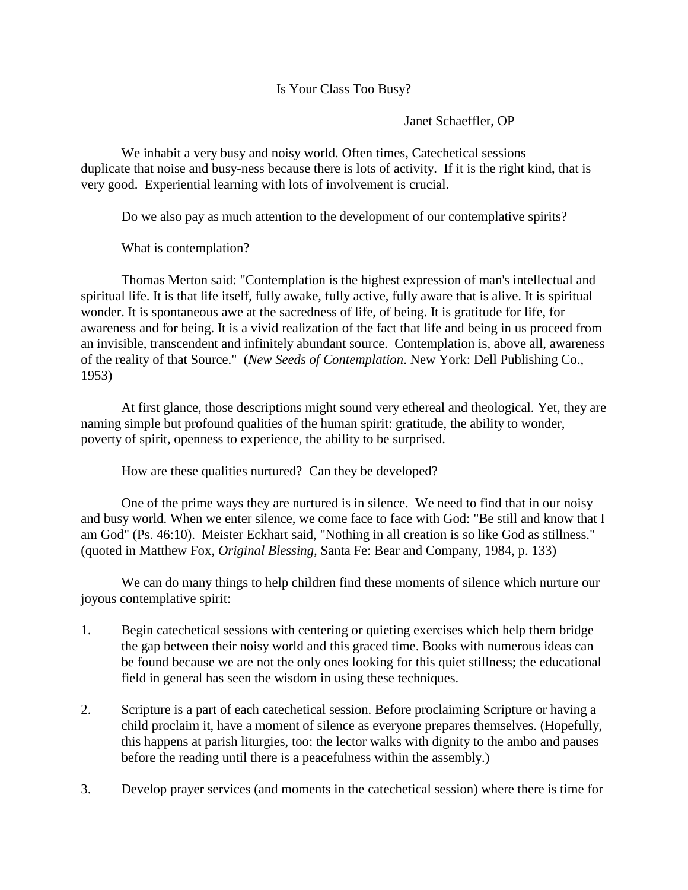# Is Your Class Too Busy?

Janet Schaeffler, OP

We inhabit a very busy and noisy world. Often times, Catechetical sessions duplicate that noise and busy-ness because there is lots of activity. If it is the right kind, that is very good. Experiential learning with lots of involvement is crucial.

Do we also pay as much attention to the development of our contemplative spirits?

What is contemplation?

Thomas Merton said: "Contemplation is the highest expression of man's intellectual and spiritual life. It is that life itself, fully awake, fully active, fully aware that is alive. It is spiritual wonder. It is spontaneous awe at the sacredness of life, of being. It is gratitude for life, for awareness and for being. It is a vivid realization of the fact that life and being in us proceed from an invisible, transcendent and infinitely abundant source. Contemplation is, above all, awareness of the reality of that Source." (*New Seeds of Contemplation*. New York: Dell Publishing Co., 1953)

At first glance, those descriptions might sound very ethereal and theological. Yet, they are naming simple but profound qualities of the human spirit: gratitude, the ability to wonder, poverty of spirit, openness to experience, the ability to be surprised.

How are these qualities nurtured? Can they be developed?

One of the prime ways they are nurtured is in silence. We need to find that in our noisy and busy world. When we enter silence, we come face to face with God: "Be still and know that I am God" (Ps. 46:10). Meister Eckhart said, "Nothing in all creation is so like God as stillness." (quoted in Matthew Fox, *Original Blessing*, Santa Fe: Bear and Company, 1984, p. 133)

We can do many things to help children find these moments of silence which nurture our joyous contemplative spirit:

1. Begin catechetical sessions with centering or quieting exercises which help them bridge the gap between their noisy world and this graced time. Books with numerous ideas can be found because we are not the only ones looking for this quiet stillness; the educational field in general has seen the wisdom in using these techniques.

2. Scripture is a part of each catechetical session. Before proclaiming Scripture or having a child proclaim it, have a moment of silence as everyone prepares themselves. (Hopefully, this happens at parish liturgies, too: the lector walks with dignity to the ambo and pauses before the reading until there is a peacefulness within the assembly.)

3. Develop prayer services (and moments in the catechetical session) where there is time for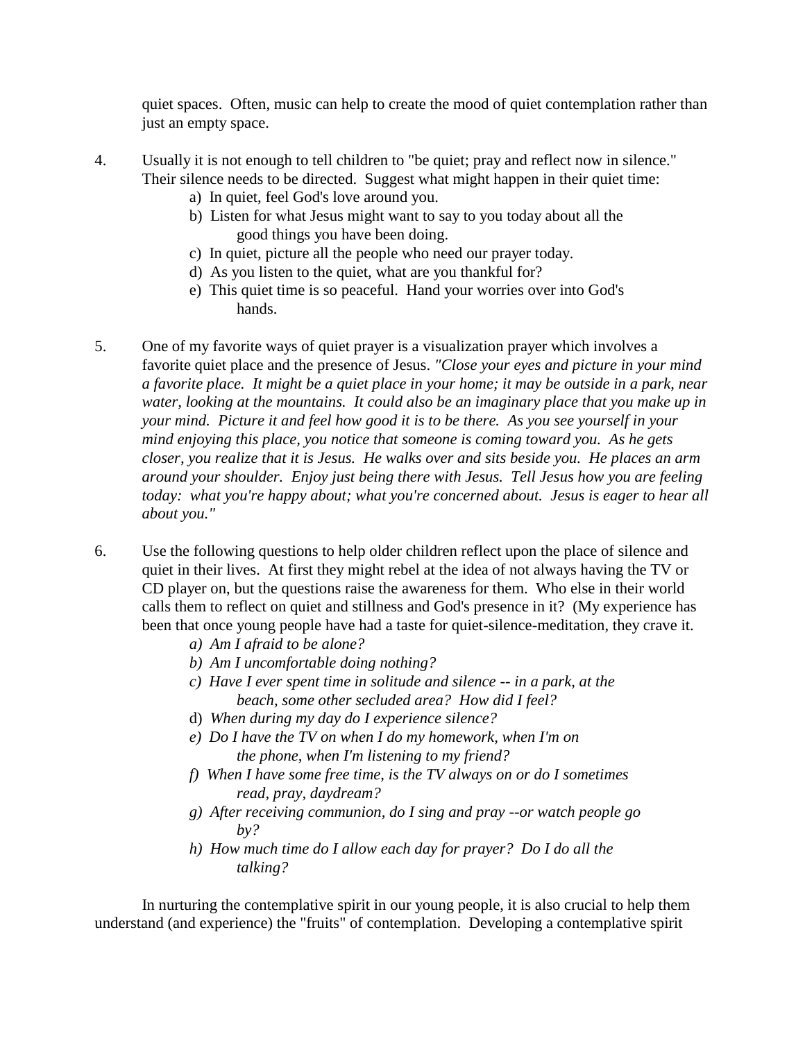quiet spaces. Often, music can help to create the mood of quiet contemplation rather than just an empty space.

4. Usually it is not enough to tell children to "be quiet; pray and reflect now in silence." Their silence needs to be directed. Suggest what might happen in their quiet time:
   a) In quiet, feel God's love around you.
   b) Listen for what Jesus might want to say to you today about all the good things you have been doing.
   c) In quiet, picture all the people who need our prayer today.
   d) As you listen to the quiet, what are you thankful for?
   e) This quiet time is so peaceful. Hand your worries over into God's hands.

5. One of my favorite ways of quiet prayer is a visualization prayer which involves a favorite quiet place and the presence of Jesus. *"Close your eyes and picture in your mind a favorite place. It might be a quiet place in your home; it may be outside in a park, near water, looking at the mountains. It could also be an imaginary place that you make up in your mind. Picture it and feel how good it is to be there. As you see yourself in your mind enjoying this place, you notice that someone is coming toward you. As he gets closer, you realize that it is Jesus. He walks over and sits beside you. He places an arm around your shoulder. Enjoy just being there with Jesus. Tell Jesus how you are feeling today: what you're happy about; what you're concerned about. Jesus is eager to hear all about you."*

6. Use the following questions to help older children reflect upon the place of silence and quiet in their lives. At first they might rebel at the idea of not always having the TV or CD player on, but the questions raise the awareness for them. Who else in their world calls them to reflect on quiet and stillness and God's presence in it? (My experience has been that once young people have had a taste for quiet-silence-meditation, they crave it.
   *a) Am I afraid to be alone?*
   *b) Am I uncomfortable doing nothing?*
   *c) Have I ever spent time in solitude and silence -- in a park, at the beach, some other secluded area? How did I feel?*
   d) *When during my day do I experience silence?*
   *e) Do I have the TV on when I do my homework, when I'm on the phone, when I'm listening to my friend?*
   *f) When I have some free time, is the TV always on or do I sometimes read, pray, daydream?*
   *g) After receiving communion, do I sing and pray --or watch people go by?*
   *h) How much time do I allow each day for prayer? Do I do all the talking?*

In nurturing the contemplative spirit in our young people, it is also crucial to help them understand (and experience) the "fruits" of contemplation. Developing a contemplative spirit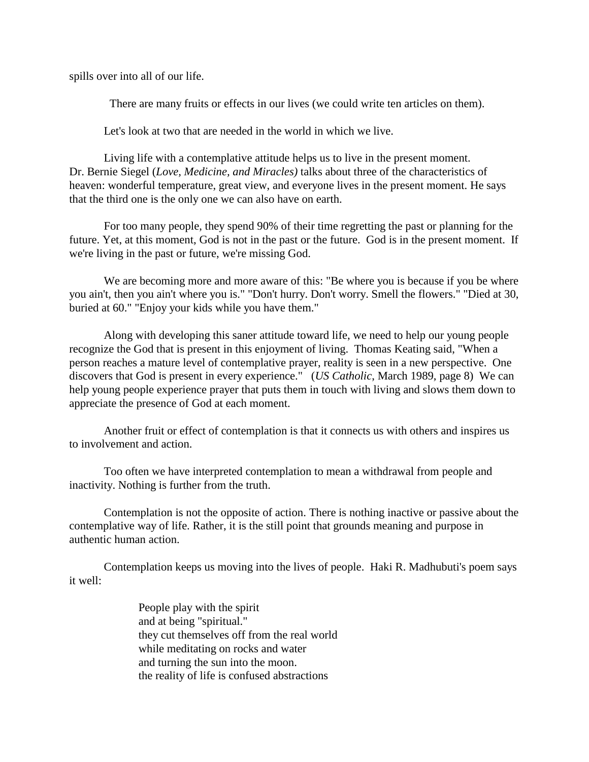spills over into all of our life.

There are many fruits or effects in our lives (we could write ten articles on them).

Let's look at two that are needed in the world in which we live.

Living life with a contemplative attitude helps us to live in the present moment. Dr. Bernie Siegel (*Love, Medicine, and Miracles)* talks about three of the characteristics of heaven: wonderful temperature, great view, and everyone lives in the present moment. He says that the third one is the only one we can also have on earth.

For too many people, they spend 90% of their time regretting the past or planning for the future. Yet, at this moment, God is not in the past or the future. God is in the present moment. If we're living in the past or future, we're missing God.

We are becoming more and more aware of this: "Be where you is because if you be where you ain't, then you ain't where you is." "Don't hurry. Don't worry. Smell the flowers." "Died at 30, buried at 60." "Enjoy your kids while you have them."

Along with developing this saner attitude toward life, we need to help our young people recognize the God that is present in this enjoyment of living. Thomas Keating said, "When a person reaches a mature level of contemplative prayer, reality is seen in a new perspective. One discovers that God is present in every experience." (*US Catholic*, March 1989, page 8) We can help young people experience prayer that puts them in touch with living and slows them down to appreciate the presence of God at each moment.

Another fruit or effect of contemplation is that it connects us with others and inspires us to involvement and action.

Too often we have interpreted contemplation to mean a withdrawal from people and inactivity. Nothing is further from the truth.

Contemplation is not the opposite of action. There is nothing inactive or passive about the contemplative way of life. Rather, it is the still point that grounds meaning and purpose in authentic human action.

Contemplation keeps us moving into the lives of people. Haki R. Madhubuti's poem says it well:

> People play with the spirit
> and at being "spiritual."
> they cut themselves off from the real world
> while meditating on rocks and water
> and turning the sun into the moon.
> the reality of life is confused abstractions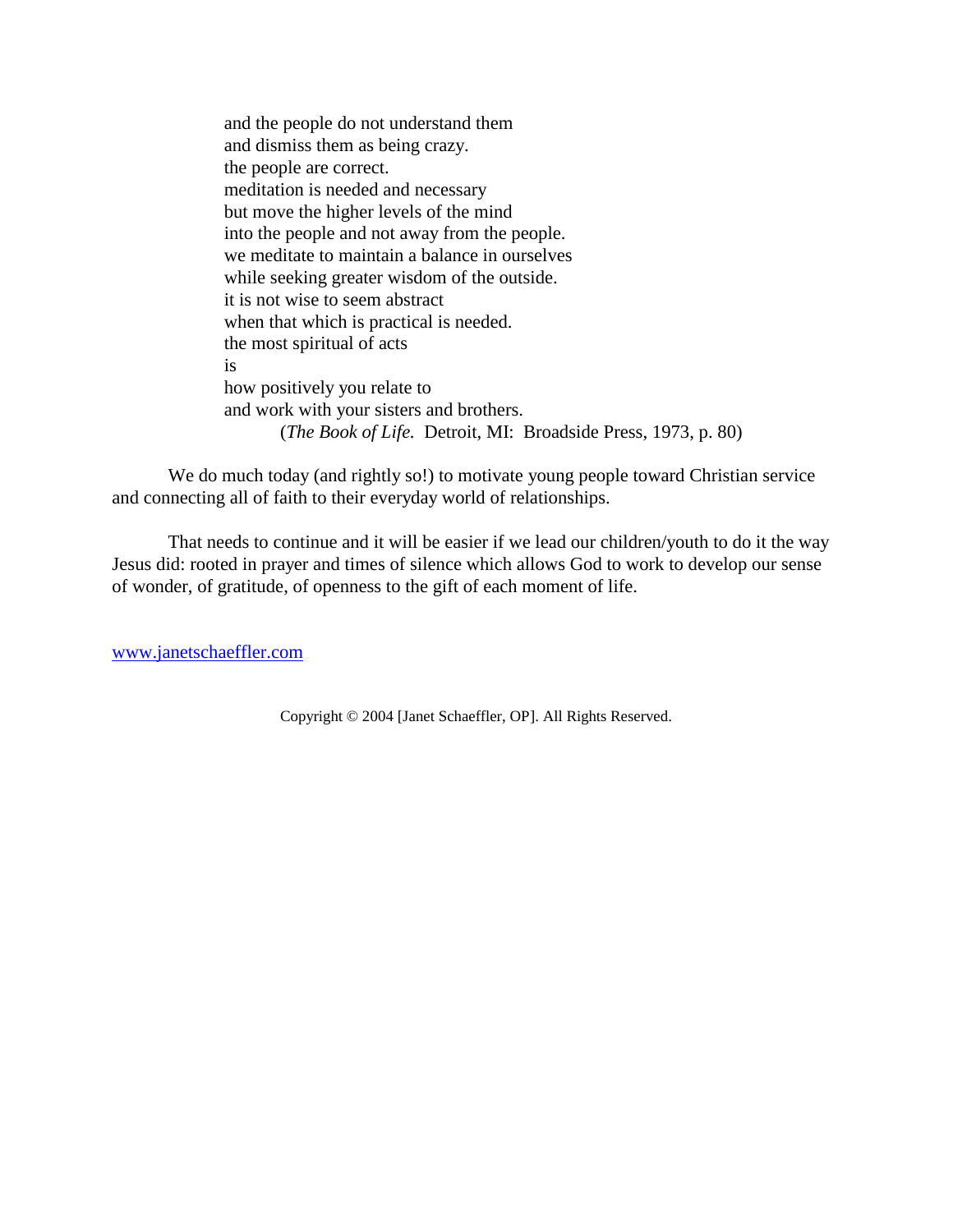and the people do not understand them  
and dismiss them as being crazy.  
the people are correct.  
meditation is needed and necessary  
but move the higher levels of the mind  
into the people and not away from the people.  
we meditate to maintain a balance in ourselves  
while seeking greater wisdom of the outside.  
it is not wise to seem abstract  
when that which is practical is needed.  
the most spiritual of acts  
is  
how positively you relate to  
and work with your sisters and brothers.  
(*The Book of Life.* Detroit, MI: Broadside Press, 1973, p. 80)

We do much today (and rightly so!) to motivate young people toward Christian service and connecting all of faith to their everyday world of relationships.

That needs to continue and it will be easier if we lead our children/youth to do it the way Jesus did: rooted in prayer and times of silence which allows God to work to develop our sense of wonder, of gratitude, of openness to the gift of each moment of life.

[www.janetschaeffler.com](http://www.janetschaeffler.com)

Copyright © 2004 [Janet Schaeffler, OP]. All Rights Reserved.